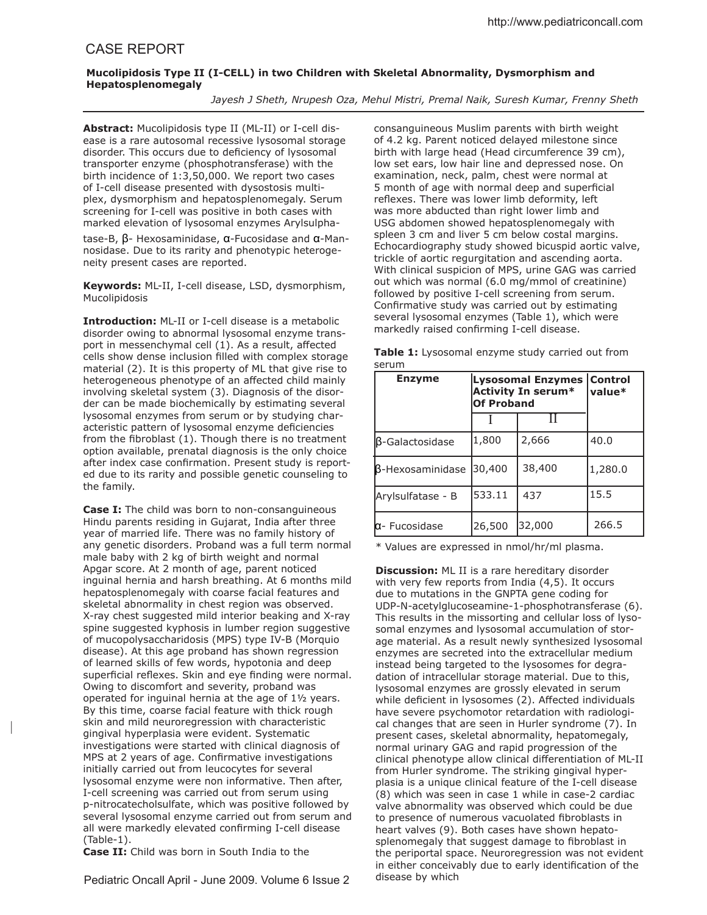# CASE REPORT

## Mucolipidosis Type II (I-CELL) in two Children with Skeletal Abnormality, Dysmorphism and Hepatosplenomegaly

*Jayesh J Sheth, Nrupesh Oza, Mehul Mistri, Premal Naik, Suresh Kumar, Frenny Sheth*

**Abstract:** Mucolipidosis type II (ML-II) or I-cell disease is a rare autosomal recessive lysosomal storage disorder. This occurs due to deficiency of lysosomal transporter enzyme (phosphotransferase) with the birth incidence of 1:3,50,000. We report two cases of I-cell disease presented with dysostosis multiplex, dysmorphism and hepatosplenomegaly. Serum screening for I-cell was positive in both cases with marked elevation of lysosomal enzymes Arylsulphatase-B, β- Hexosaminidase, α-Fucosidase and α-Mannosidase. Due to its rarity and phenotypic heterogeneity present cases are reported.

**Keywords:** ML-II, I-cell disease, LSD, dysmorphism, Mucolipidosis

**Introduction:** ML-II or I-cell disease is a metabolic disorder owing to abnormal lysosomal enzyme transport in messenchymal cell (1). As a result, affected cells show dense inclusion filled with complex storage material (2). It is this property of ML that give rise to heterogeneous phenotype of an affected child mainly involving skeletal system (3). Diagnosis of the disorder can be made biochemically by estimating several lysosomal enzymes from serum or by studying characteristic pattern of lysosomal enzyme deficiencies from the fibroblast (1). Though there is no treatment option available, prenatal diagnosis is the only choice after index case confirmation. Present study is reported due to its rarity and possible genetic counseling to the family.

**Case I:** The child was born to non-consanguineous Hindu parents residing in Gujarat, India after three year of married life. There was no family history of any genetic disorders. Proband was a full term normal male baby with 2 kg of birth weight and normal Apgar score. At 2 month of age, parent noticed inguinal hernia and harsh breathing. At 6 months mild hepatosplenomegaly with coarse facial features and skeletal abnormality in chest region was observed. X-ray chest suggested mild interior beaking and X-ray spine suggested kyphosis in lumber region suggestive of mucopolysaccharidosis (MPS) type IV-B (Morquio disease). At this age proband has shown regression of learned skills of few words, hypotonia and deep superficial reflexes. Skin and eye finding were normal. Owing to discomfort and severity, proband was operated for inguinal hernia at the age of 1½ years. By this time, coarse facial feature with thick rough skin and mild neuroregression with characteristic gingival hyperplasia were evident. Systematic investigations were started with clinical diagnosis of MPS at 2 years of age. Confirmative investigations initially carried out from leucocytes for several lysosomal enzyme were non informative. Then after, I-cell screening was carried out from serum using p-nitrocatecholsulfate, which was positive followed by several lysosomal enzyme carried out from serum and all were markedly elevated confirming I-cell disease (Table-1).

**Case II:** Child was born in South India to the consanguineous Muslim parents with birth weight of 4.2 kg. Parent noticed delayed milestone since birth with large head (Head circumference 39 cm), low set ears, low hair line and depressed nose. On examination, neck, palm, chest were normal at 5 month of age with normal deep and superficial reflexes. There was lower limb deformity, left was more abducted than right lower limb and USG abdomen showed hepatosplenomegaly with spleen 3 cm and liver 5 cm below costal margins. Echocardiography study showed bicuspid aortic valve, trickle of aortic regurgitation and ascending aorta. With clinical suspicion of MPS, urine GAG was carried out which was normal (6.0 mg/mmol of creatinine) followed by positive I-cell screening from serum. Confirmative study was carried out by estimating several lysosomal enzymes (Table 1), which were markedly raised confirming I-cell disease.

**Table 1:** Lysosomal enzyme study carried out from serum

| Enzyme | Lysosomal Enzymes Activity In serum* Of Proband | | Control value* |
|---|---|---|---|
| | I | II | |
| β-Galactosidase | 1,800 | 2,666 | 40.0 |
| β-Hexosaminidase | 30,400 | 38,400 | 1,280.0 |
| Arylsulfatase - B | 533.11 | 437 | 15.5 |
| α- Fucosidase | 26,500 | 32,000 | 266.5 |

\* Values are expressed in nmol/hr/ml plasma.

**Discussion:** ML II is a rare hereditary disorder with very few reports from India (4,5). It occurs due to mutations in the GNPTA gene coding for UDP-N-acetylglucoseamine-1-phosphotransferase (6). This results in the missorting and cellular loss of lysosomal enzymes and lysosomal accumulation of storage material. As a result newly synthesized lysosomal enzymes are secreted into the extracellular medium instead being targeted to the lysosomes for degradation of intracellular storage material. Due to this, lysosomal enzymes are grossly elevated in serum while deficient in lysosomes (2). Affected individuals have severe psychomotor retardation with radiological changes that are seen in Hurler syndrome (7). In present cases, skeletal abnormality, hepatomegaly, normal urinary GAG and rapid progression of the clinical phenotype allow clinical differentiation of ML-II from Hurler syndrome. The striking gingival hyperplasia is a unique clinical feature of the I-cell disease (8) which was seen in case 1 while in case-2 cardiac valve abnormality was observed which could be due to presence of numerous vacuolated fibroblasts in heart valves (9). Both cases have shown hepatosplenomegaly that suggest damage to fibroblast in the periportal space. Neuroregression was not evident in either conceivably due to early identification of the disease by which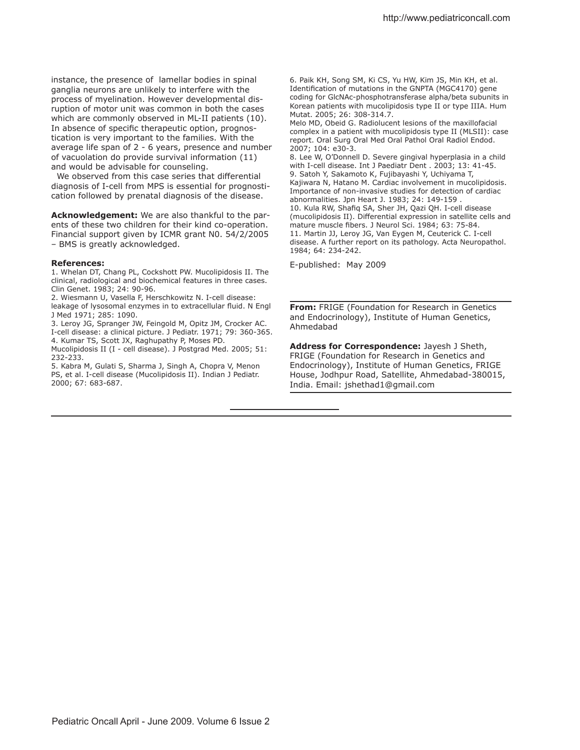instance, the presence of lamellar bodies in spinal ganglia neurons are unlikely to interfere with the process of myelination. However developmental disruption of motor unit was common in both the cases which are commonly observed in ML-II patients (10). In absence of specific therapeutic option, prognostication is very important to the families. With the average life span of 2 - 6 years, presence and number of vacuolation do provide survival information (11) and would be advisable for counseling.

We observed from this case series that differential diagnosis of I-cell from MPS is essential for prognostication followed by prenatal diagnosis of the disease.

**Acknowledgement:** We are also thankful to the parents of these two children for their kind co-operation. Financial support given by ICMR grant N0. 54/2/2005 – BMS is greatly acknowledged.

**References:**

1. Whelan DT, Chang PL, Cockshott PW. Mucolipidosis II. The clinical, radiological and biochemical features in three cases. Clin Genet. 1983; 24: 90-96.
2. Wiesmann U, Vasella F, Herschkowitz N. I-cell disease: leakage of lysosomal enzymes in to extracellular fluid. N Engl J Med 1971; 285: 1090.
3. Leroy JG, Spranger JW, Feingold M, Opitz JM, Crocker AC. I-cell disease: a clinical picture. J Pediatr. 1971; 79: 360-365.
4. Kumar TS, Scott JX, Raghupathy P, Moses PD. Mucolipidosis II (I - cell disease). J Postgrad Med. 2005; 51: 232-233.
5. Kabra M, Gulati S, Sharma J, Singh A, Chopra V, Menon PS, et al. I-cell disease (Mucolipidosis II). Indian J Pediatr. 2000; 67: 683-687.
6. Paik KH, Song SM, Ki CS, Yu HW, Kim JS, Min KH, et al. Identification of mutations in the GNPTA (MGC4170) gene coding for GlcNAc-phosphotransferase alpha/beta subunits in Korean patients with mucolipidosis type II or type IIIA. Hum Mutat. 2005; 26: 308-314.7.

Melo MD, Obeid G. Radiolucent lesions of the maxillofacial complex in a patient with mucolipidosis type II (MLSII): case report. Oral Surg Oral Med Oral Pathol Oral Radiol Endod. 2007; 104: e30-3.

8. Lee W, O'Donnell D. Severe gingival hyperplasia in a child with I-cell disease. Int J Paediatr Dent . 2003; 13: 41-45.
9. Satoh Y, Sakamoto K, Fujibayashi Y, Uchiyama T, Kajiwara N, Hatano M. Cardiac involvement in mucolipidosis. Importance of non-invasive studies for detection of cardiac abnormalities. Jpn Heart J. 1983; 24: 149-159 .
10. Kula RW, Shafiq SA, Sher JH, Qazi QH. I-cell disease (mucolipidosis II). Differential expression in satellite cells and mature muscle fibers. J Neurol Sci. 1984; 63: 75-84.
11. Martin JJ, Leroy JG, Van Eygen M, Ceuterick C. I-cell disease. A further report on its pathology. Acta Neuropathol. 1984; 64: 234-242.

E-published: May 2009

**From:** FRIGE (Foundation for Research in Genetics and Endocrinology), Institute of Human Genetics, Ahmedabad

**Address for Correspondence:** Jayesh J Sheth, FRIGE (Foundation for Research in Genetics and Endocrinology), Institute of Human Genetics, FRIGE House, Jodhpur Road, Satellite, Ahmedabad-380015, India. Email: jshethad1@gmail.com